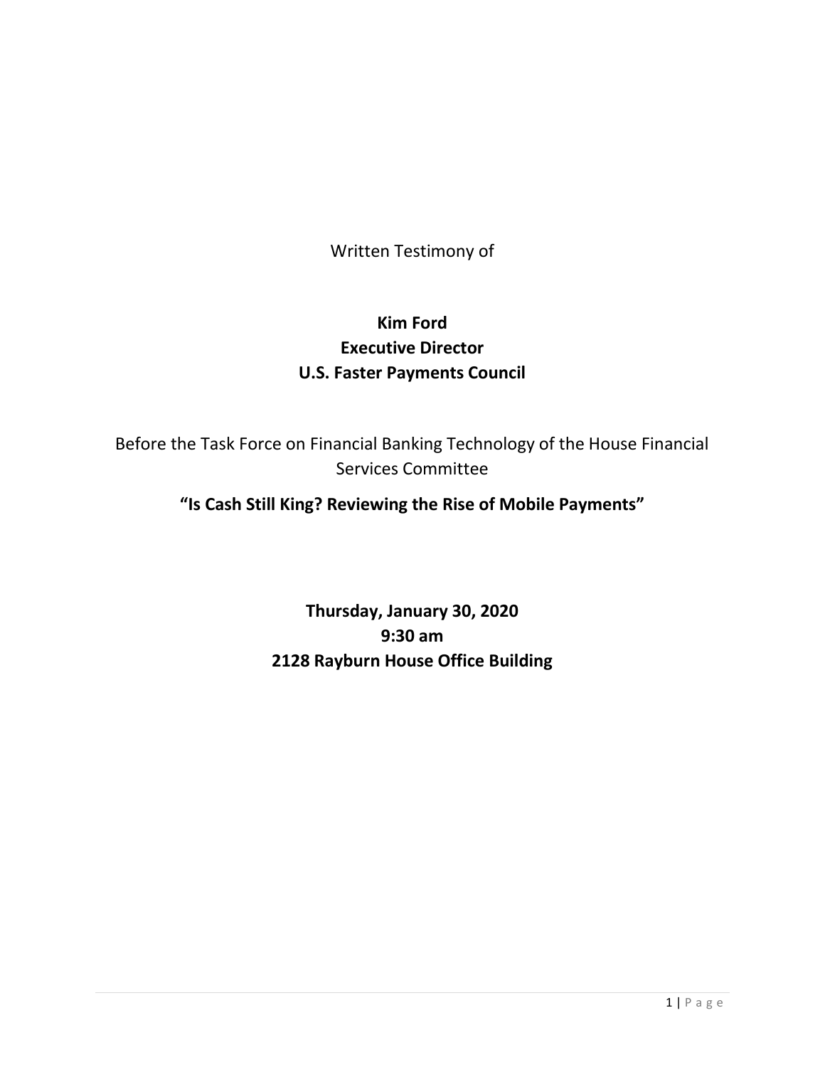Written Testimony of

**Kim Ford**
**Executive Director**
**U.S. Faster Payments Council**

Before the Task Force on Financial Banking Technology of the House Financial Services Committee

**"Is Cash Still King? Reviewing the Rise of Mobile Payments"**

**Thursday, January 30, 2020**
**9:30 am**
**2128 Rayburn House Office Building**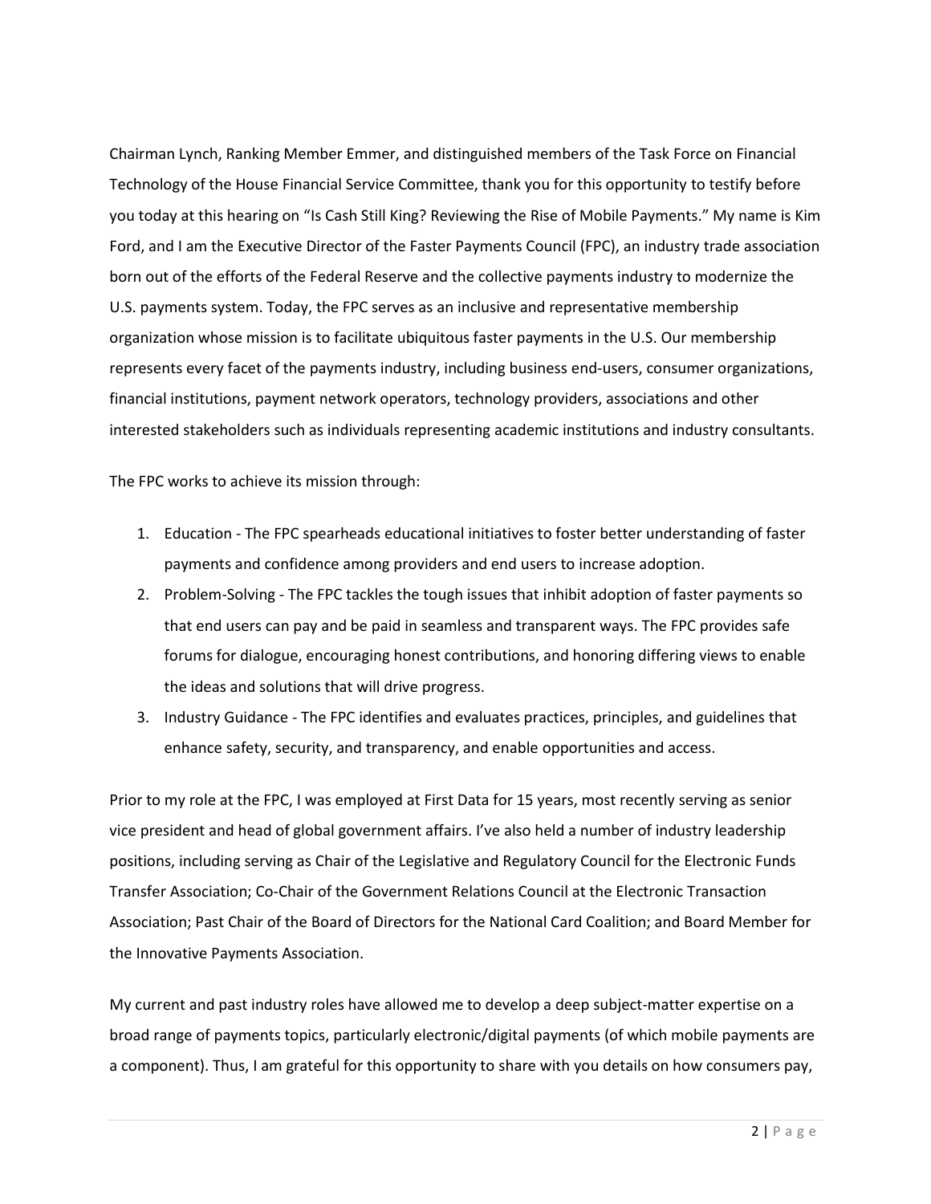Chairman Lynch, Ranking Member Emmer, and distinguished members of the Task Force on Financial Technology of the House Financial Service Committee, thank you for this opportunity to testify before you today at this hearing on "Is Cash Still King? Reviewing the Rise of Mobile Payments." My name is Kim Ford, and I am the Executive Director of the Faster Payments Council (FPC), an industry trade association born out of the efforts of the Federal Reserve and the collective payments industry to modernize the U.S. payments system. Today, the FPC serves as an inclusive and representative membership organization whose mission is to facilitate ubiquitous faster payments in the U.S. Our membership represents every facet of the payments industry, including business end-users, consumer organizations, financial institutions, payment network operators, technology providers, associations and other interested stakeholders such as individuals representing academic institutions and industry consultants.

The FPC works to achieve its mission through:

1. Education - The FPC spearheads educational initiatives to foster better understanding of faster payments and confidence among providers and end users to increase adoption.
2. Problem-Solving - The FPC tackles the tough issues that inhibit adoption of faster payments so that end users can pay and be paid in seamless and transparent ways. The FPC provides safe forums for dialogue, encouraging honest contributions, and honoring differing views to enable the ideas and solutions that will drive progress.
3. Industry Guidance - The FPC identifies and evaluates practices, principles, and guidelines that enhance safety, security, and transparency, and enable opportunities and access.

Prior to my role at the FPC, I was employed at First Data for 15 years, most recently serving as senior vice president and head of global government affairs. I've also held a number of industry leadership positions, including serving as Chair of the Legislative and Regulatory Council for the Electronic Funds Transfer Association; Co-Chair of the Government Relations Council at the Electronic Transaction Association; Past Chair of the Board of Directors for the National Card Coalition; and Board Member for the Innovative Payments Association.

My current and past industry roles have allowed me to develop a deep subject-matter expertise on a broad range of payments topics, particularly electronic/digital payments (of which mobile payments are a component). Thus, I am grateful for this opportunity to share with you details on how consumers pay,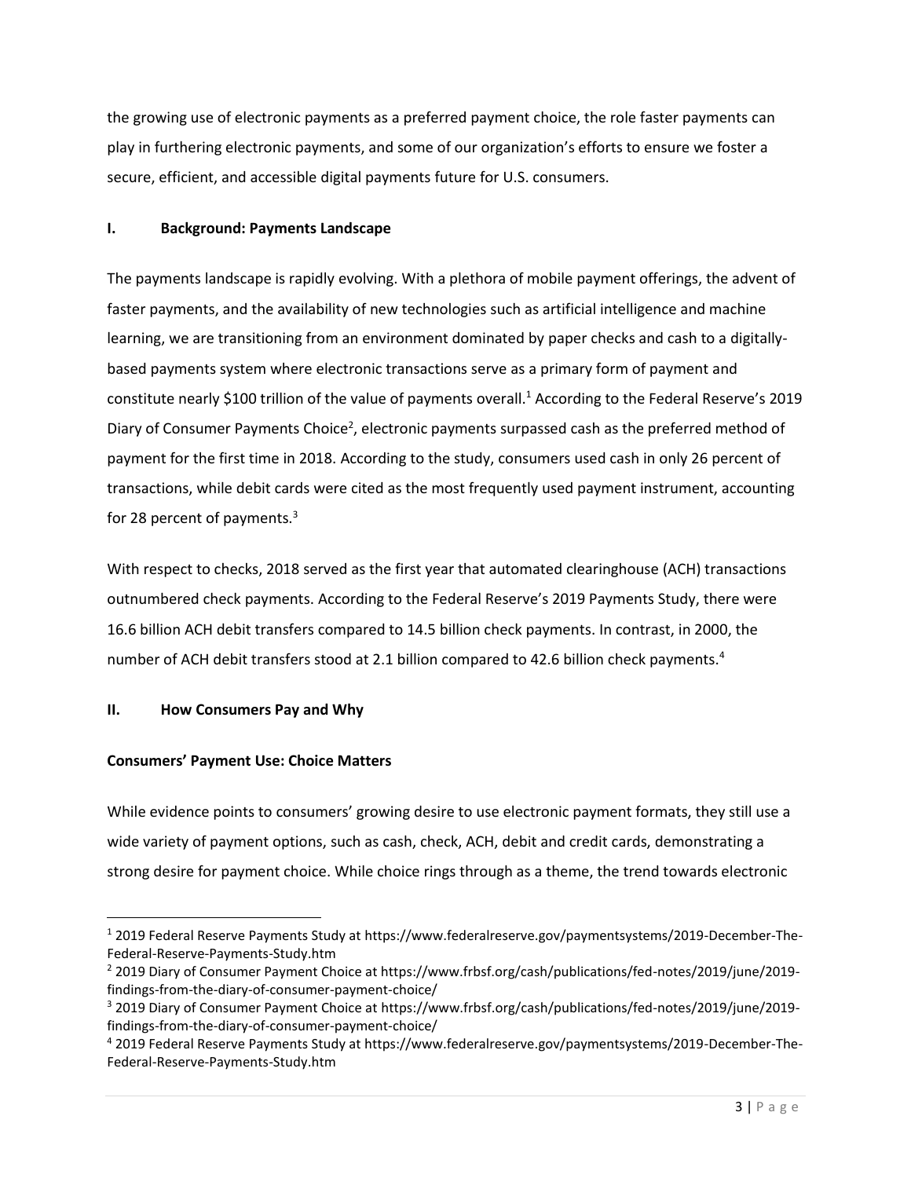the growing use of electronic payments as a preferred payment choice, the role faster payments can play in furthering electronic payments, and some of our organization's efforts to ensure we foster a secure, efficient, and accessible digital payments future for U.S. consumers.

## I. Background: Payments Landscape

The payments landscape is rapidly evolving. With a plethora of mobile payment offerings, the advent of faster payments, and the availability of new technologies such as artificial intelligence and machine learning, we are transitioning from an environment dominated by paper checks and cash to a digitally-based payments system where electronic transactions serve as a primary form of payment and constitute nearly $100 trillion of the value of payments overall.[1] According to the Federal Reserve's 2019 Diary of Consumer Payments Choice[2], electronic payments surpassed cash as the preferred method of payment for the first time in 2018. According to the study, consumers used cash in only 26 percent of transactions, while debit cards were cited as the most frequently used payment instrument, accounting for 28 percent of payments.[3]

With respect to checks, 2018 served as the first year that automated clearinghouse (ACH) transactions outnumbered check payments. According to the Federal Reserve's 2019 Payments Study, there were 16.6 billion ACH debit transfers compared to 14.5 billion check payments. In contrast, in 2000, the number of ACH debit transfers stood at 2.1 billion compared to 42.6 billion check payments.[4]

## II. How Consumers Pay and Why

### Consumers' Payment Use: Choice Matters

While evidence points to consumers' growing desire to use electronic payment formats, they still use a wide variety of payment options, such as cash, check, ACH, debit and credit cards, demonstrating a strong desire for payment choice. While choice rings through as a theme, the trend towards electronic

---

[1] 2019 Federal Reserve Payments Study at https://www.federalreserve.gov/paymentsystems/2019-December-The-Federal-Reserve-Payments-Study.htm

[2] 2019 Diary of Consumer Payment Choice at https://www.frbsf.org/cash/publications/fed-notes/2019/june/2019-findings-from-the-diary-of-consumer-payment-choice/

[3] 2019 Diary of Consumer Payment Choice at https://www.frbsf.org/cash/publications/fed-notes/2019/june/2019-findings-from-the-diary-of-consumer-payment-choice/

[4] 2019 Federal Reserve Payments Study at https://www.federalreserve.gov/paymentsystems/2019-December-The-Federal-Reserve-Payments-Study.htm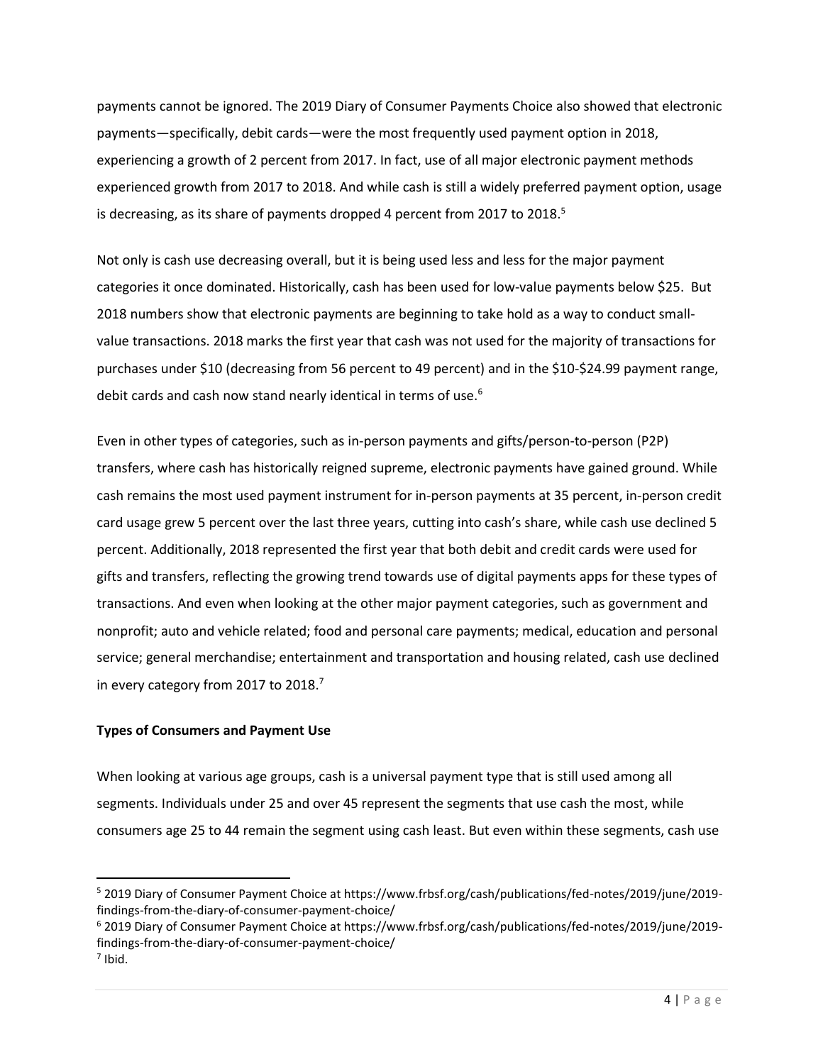payments cannot be ignored. The 2019 Diary of Consumer Payments Choice also showed that electronic payments—specifically, debit cards—were the most frequently used payment option in 2018, experiencing a growth of 2 percent from 2017. In fact, use of all major electronic payment methods experienced growth from 2017 to 2018. And while cash is still a widely preferred payment option, usage is decreasing, as its share of payments dropped 4 percent from 2017 to 2018.[5]

Not only is cash use decreasing overall, but it is being used less and less for the major payment categories it once dominated. Historically, cash has been used for low-value payments below $25. But 2018 numbers show that electronic payments are beginning to take hold as a way to conduct small-value transactions. 2018 marks the first year that cash was not used for the majority of transactions for purchases under $10 (decreasing from 56 percent to 49 percent) and in the $10-$24.99 payment range, debit cards and cash now stand nearly identical in terms of use.[6]

Even in other types of categories, such as in-person payments and gifts/person-to-person (P2P) transfers, where cash has historically reigned supreme, electronic payments have gained ground. While cash remains the most used payment instrument for in-person payments at 35 percent, in-person credit card usage grew 5 percent over the last three years, cutting into cash's share, while cash use declined 5 percent. Additionally, 2018 represented the first year that both debit and credit cards were used for gifts and transfers, reflecting the growing trend towards use of digital payments apps for these types of transactions. And even when looking at the other major payment categories, such as government and nonprofit; auto and vehicle related; food and personal care payments; medical, education and personal service; general merchandise; entertainment and transportation and housing related, cash use declined in every category from 2017 to 2018.[7]

**Types of Consumers and Payment Use**

When looking at various age groups, cash is a universal payment type that is still used among all segments. Individuals under 25 and over 45 represent the segments that use cash the most, while consumers age 25 to 44 remain the segment using cash least. But even within these segments, cash use

---

[5] 2019 Diary of Consumer Payment Choice at https://www.frbsf.org/cash/publications/fed-notes/2019/june/2019-findings-from-the-diary-of-consumer-payment-choice/

[6] 2019 Diary of Consumer Payment Choice at https://www.frbsf.org/cash/publications/fed-notes/2019/june/2019-findings-from-the-diary-of-consumer-payment-choice/

[7] Ibid.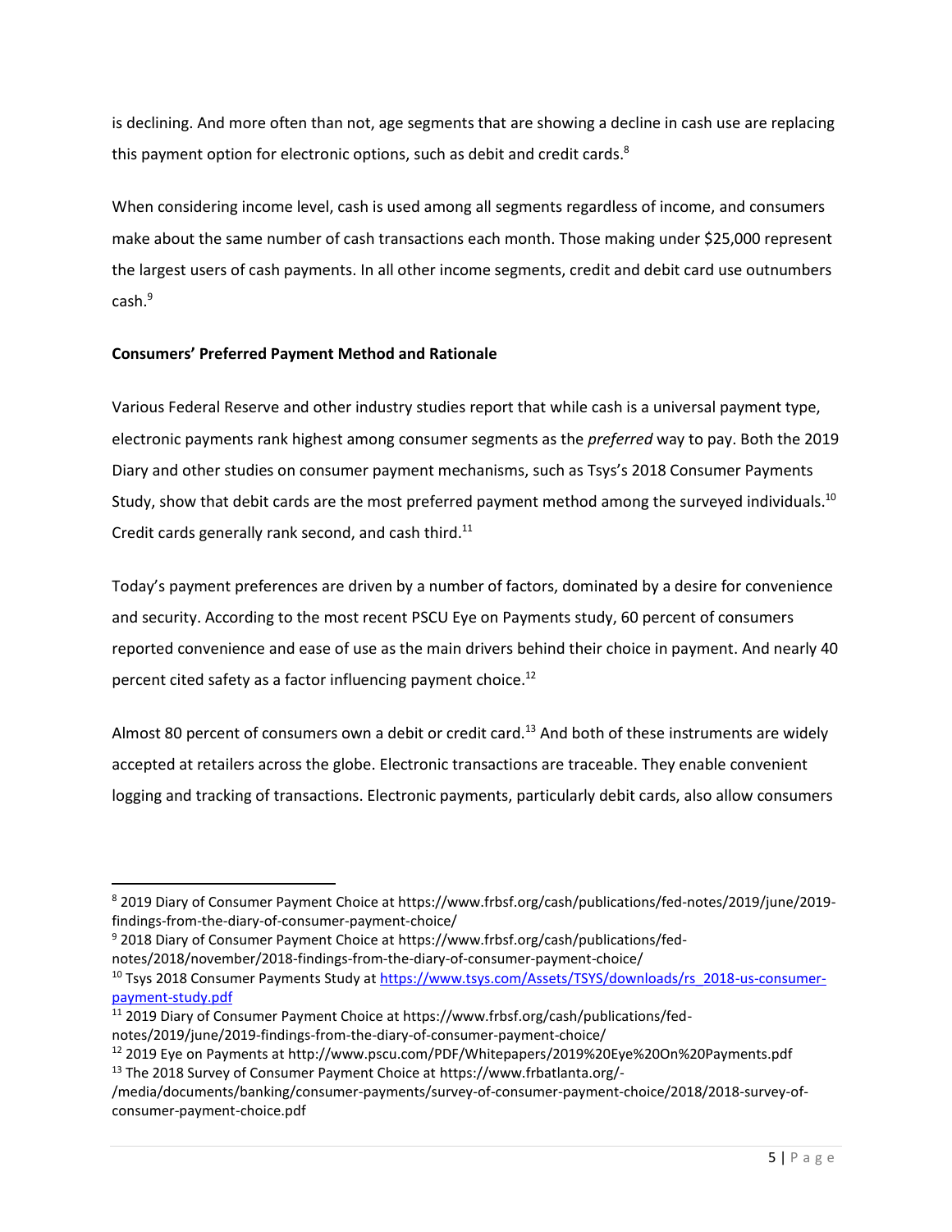is declining. And more often than not, age segments that are showing a decline in cash use are replacing this payment option for electronic options, such as debit and credit cards.[8]

When considering income level, cash is used among all segments regardless of income, and consumers make about the same number of cash transactions each month. Those making under $25,000 represent the largest users of cash payments. In all other income segments, credit and debit card use outnumbers cash.[9]

**Consumers' Preferred Payment Method and Rationale**

Various Federal Reserve and other industry studies report that while cash is a universal payment type, electronic payments rank highest among consumer segments as the *preferred* way to pay. Both the 2019 Diary and other studies on consumer payment mechanisms, such as Tsys's 2018 Consumer Payments Study, show that debit cards are the most preferred payment method among the surveyed individuals.[10] Credit cards generally rank second, and cash third.[11]

Today's payment preferences are driven by a number of factors, dominated by a desire for convenience and security. According to the most recent PSCU Eye on Payments study, 60 percent of consumers reported convenience and ease of use as the main drivers behind their choice in payment. And nearly 40 percent cited safety as a factor influencing payment choice.[12]

Almost 80 percent of consumers own a debit or credit card.[13] And both of these instruments are widely accepted at retailers across the globe. Electronic transactions are traceable. They enable convenient logging and tracking of transactions. Electronic payments, particularly debit cards, also allow consumers

---

[8] 2019 Diary of Consumer Payment Choice at https://www.frbsf.org/cash/publications/fed-notes/2019/june/2019-findings-from-the-diary-of-consumer-payment-choice/

[9] 2018 Diary of Consumer Payment Choice at https://www.frbsf.org/cash/publications/fed-notes/2018/november/2018-findings-from-the-diary-of-consumer-payment-choice/

[10] Tsys 2018 Consumer Payments Study at [https://www.tsys.com/Assets/TSYS/downloads/rs_2018-us-consumer-payment-study.pdf](https://www.tsys.com/Assets/TSYS/downloads/rs_2018-us-consumer-payment-study.pdf)

[11] 2019 Diary of Consumer Payment Choice at https://www.frbsf.org/cash/publications/fed-notes/2019/june/2019-findings-from-the-diary-of-consumer-payment-choice/

[12] 2019 Eye on Payments at http://www.pscu.com/PDF/Whitepapers/2019%20Eye%20On%20Payments.pdf

[13] The 2018 Survey of Consumer Payment Choice at https://www.frbatlanta.org/-/media/documents/banking/consumer-payments/survey-of-consumer-payment-choice/2018/2018-survey-of-consumer-payment-choice.pdf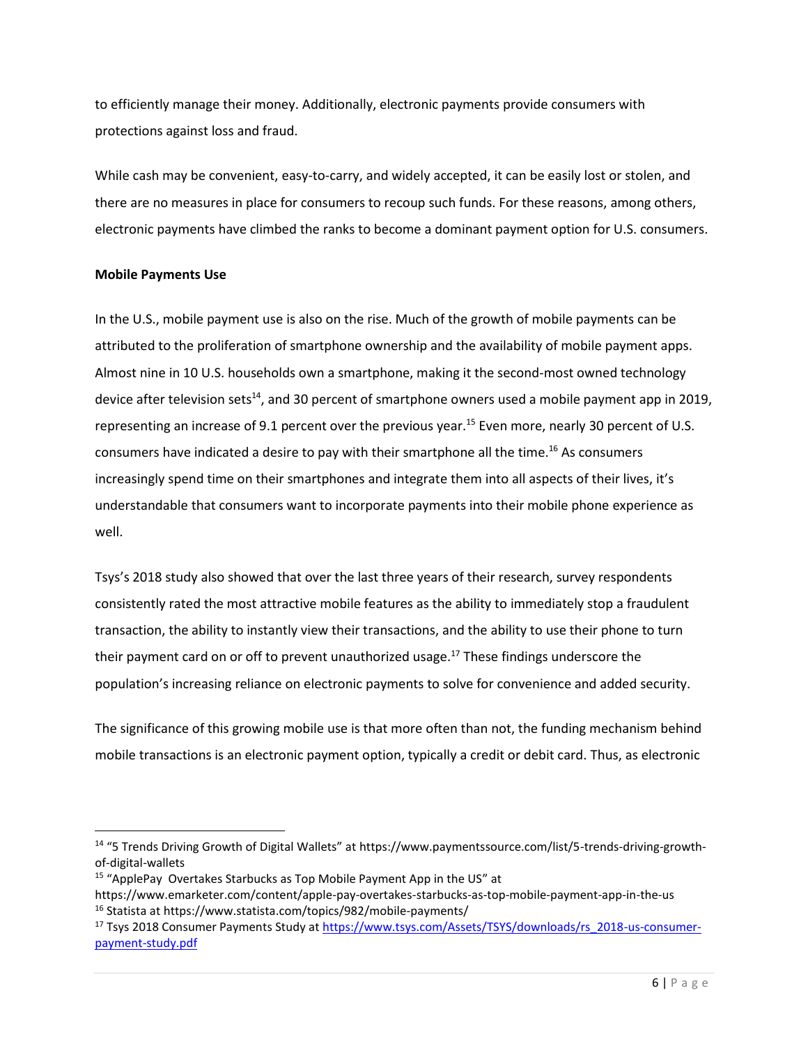to efficiently manage their money. Additionally, electronic payments provide consumers with protections against loss and fraud.

While cash may be convenient, easy-to-carry, and widely accepted, it can be easily lost or stolen, and there are no measures in place for consumers to recoup such funds. For these reasons, among others, electronic payments have climbed the ranks to become a dominant payment option for U.S. consumers.

**Mobile Payments Use**

In the U.S., mobile payment use is also on the rise. Much of the growth of mobile payments can be attributed to the proliferation of smartphone ownership and the availability of mobile payment apps. Almost nine in 10 U.S. households own a smartphone, making it the second-most owned technology device after television sets[14], and 30 percent of smartphone owners used a mobile payment app in 2019, representing an increase of 9.1 percent over the previous year.[15] Even more, nearly 30 percent of U.S. consumers have indicated a desire to pay with their smartphone all the time.[16] As consumers increasingly spend time on their smartphones and integrate them into all aspects of their lives, it's understandable that consumers want to incorporate payments into their mobile phone experience as well.

Tsys's 2018 study also showed that over the last three years of their research, survey respondents consistently rated the most attractive mobile features as the ability to immediately stop a fraudulent transaction, the ability to instantly view their transactions, and the ability to use their phone to turn their payment card on or off to prevent unauthorized usage.[17] These findings underscore the population's increasing reliance on electronic payments to solve for convenience and added security.

The significance of this growing mobile use is that more often than not, the funding mechanism behind mobile transactions is an electronic payment option, typically a credit or debit card. Thus, as electronic

---

[14] "5 Trends Driving Growth of Digital Wallets" at https://www.paymentssource.com/list/5-trends-driving-growth-of-digital-wallets

[15] "ApplePay Overtakes Starbucks as Top Mobile Payment App in the US" at https://www.emarketer.com/content/apple-pay-overtakes-starbucks-as-top-mobile-payment-app-in-the-us

[16] Statista at https://www.statista.com/topics/982/mobile-payments/

[17] Tsys 2018 Consumer Payments Study at https://www.tsys.com/Assets/TSYS/downloads/rs_2018-us-consumer-payment-study.pdf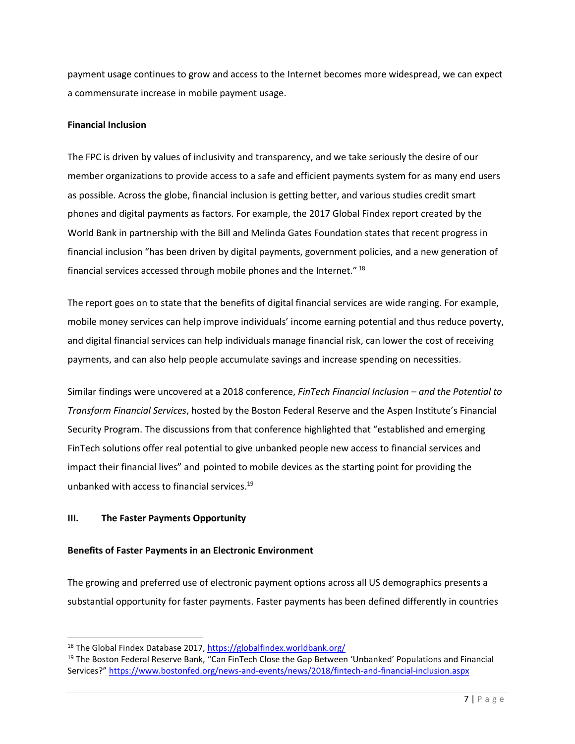payment usage continues to grow and access to the Internet becomes more widespread, we can expect a commensurate increase in mobile payment usage.

**Financial Inclusion**

The FPC is driven by values of inclusivity and transparency, and we take seriously the desire of our member organizations to provide access to a safe and efficient payments system for as many end users as possible. Across the globe, financial inclusion is getting better, and various studies credit smart phones and digital payments as factors. For example, the 2017 Global Findex report created by the World Bank in partnership with the Bill and Melinda Gates Foundation states that recent progress in financial inclusion "has been driven by digital payments, government policies, and a new generation of financial services accessed through mobile phones and the Internet." [18]

The report goes on to state that the benefits of digital financial services are wide ranging. For example, mobile money services can help improve individuals' income earning potential and thus reduce poverty, and digital financial services can help individuals manage financial risk, can lower the cost of receiving payments, and can also help people accumulate savings and increase spending on necessities.

Similar findings were uncovered at a 2018 conference, *FinTech Financial Inclusion – and the Potential to Transform Financial Services*, hosted by the Boston Federal Reserve and the Aspen Institute's Financial Security Program. The discussions from that conference highlighted that "established and emerging FinTech solutions offer real potential to give unbanked people new access to financial services and impact their financial lives" and pointed to mobile devices as the starting point for providing the unbanked with access to financial services.[19]

## III. The Faster Payments Opportunity

**Benefits of Faster Payments in an Electronic Environment**

The growing and preferred use of electronic payment options across all US demographics presents a substantial opportunity for faster payments. Faster payments has been defined differently in countries

---

[18] The Global Findex Database 2017, https://globalfindex.worldbank.org/

[19] The Boston Federal Reserve Bank, "Can FinTech Close the Gap Between 'Unbanked' Populations and Financial Services?" https://www.bostonfed.org/news-and-events/news/2018/fintech-and-financial-inclusion.aspx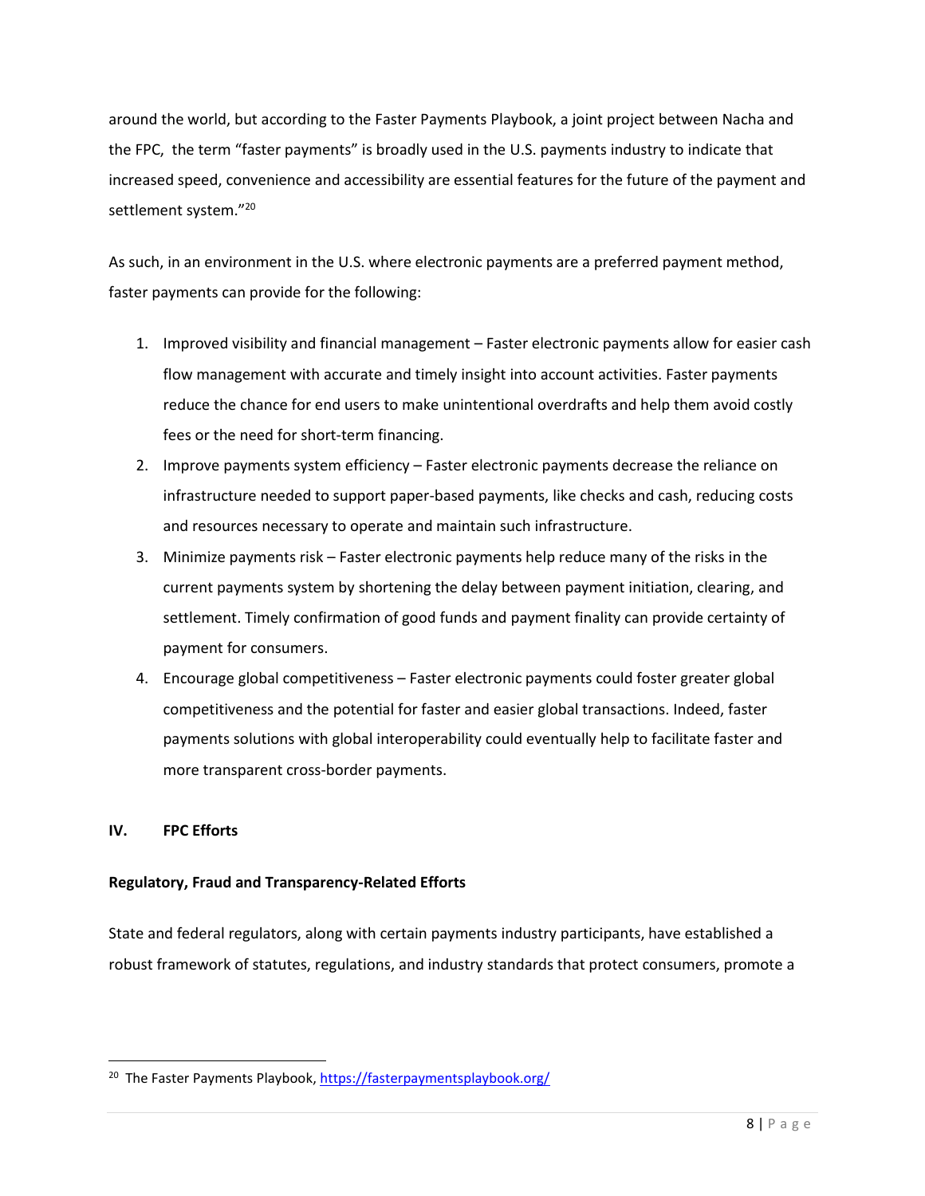around the world, but according to the Faster Payments Playbook, a joint project between Nacha and the FPC, the term "faster payments" is broadly used in the U.S. payments industry to indicate that increased speed, convenience and accessibility are essential features for the future of the payment and settlement system."[20]

As such, in an environment in the U.S. where electronic payments are a preferred payment method, faster payments can provide for the following:

1. Improved visibility and financial management – Faster electronic payments allow for easier cash flow management with accurate and timely insight into account activities. Faster payments reduce the chance for end users to make unintentional overdrafts and help them avoid costly fees or the need for short-term financing.
2. Improve payments system efficiency – Faster electronic payments decrease the reliance on infrastructure needed to support paper-based payments, like checks and cash, reducing costs and resources necessary to operate and maintain such infrastructure.
3. Minimize payments risk – Faster electronic payments help reduce many of the risks in the current payments system by shortening the delay between payment initiation, clearing, and settlement. Timely confirmation of good funds and payment finality can provide certainty of payment for consumers.
4. Encourage global competitiveness – Faster electronic payments could foster greater global competitiveness and the potential for faster and easier global transactions. Indeed, faster payments solutions with global interoperability could eventually help to facilitate faster and more transparent cross-border payments.

## IV. FPC Efforts

**Regulatory, Fraud and Transparency-Related Efforts**

State and federal regulators, along with certain payments industry participants, have established a robust framework of statutes, regulations, and industry standards that protect consumers, promote a

---

[20] The Faster Payments Playbook, https://fasterpaymentsplaybook.org/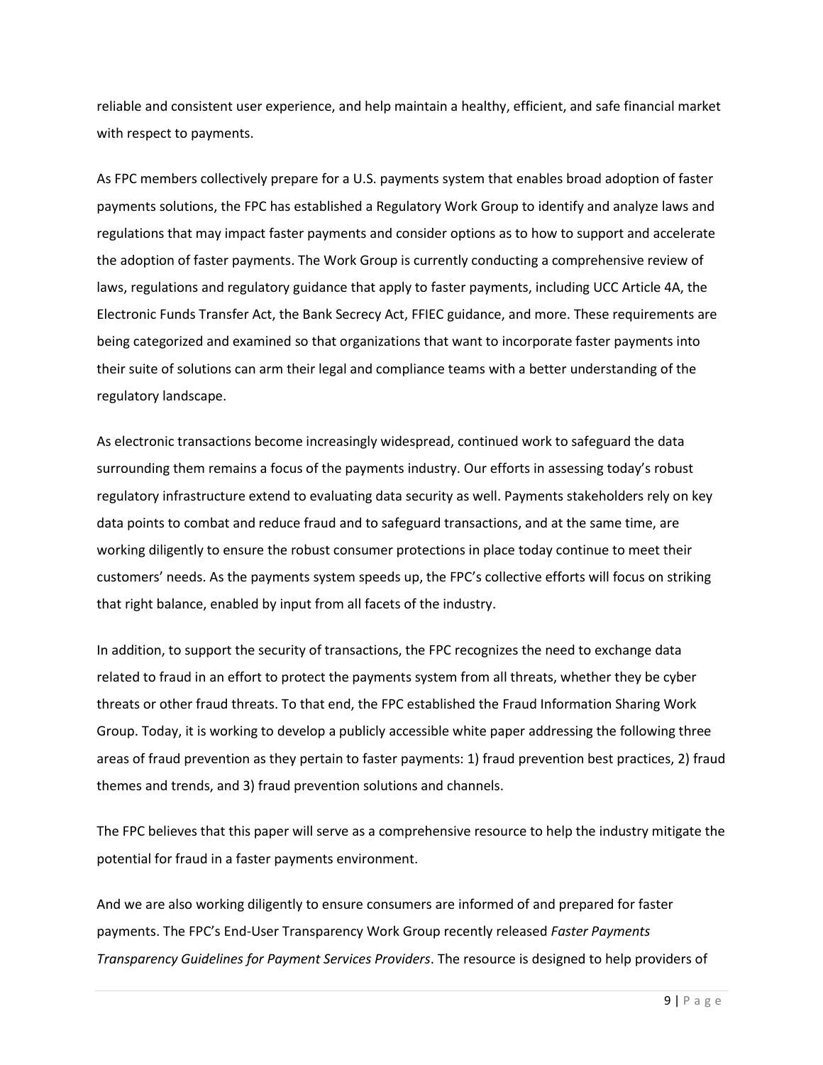reliable and consistent user experience, and help maintain a healthy, efficient, and safe financial market with respect to payments.

As FPC members collectively prepare for a U.S. payments system that enables broad adoption of faster payments solutions, the FPC has established a Regulatory Work Group to identify and analyze laws and regulations that may impact faster payments and consider options as to how to support and accelerate the adoption of faster payments. The Work Group is currently conducting a comprehensive review of laws, regulations and regulatory guidance that apply to faster payments, including UCC Article 4A, the Electronic Funds Transfer Act, the Bank Secrecy Act, FFIEC guidance, and more. These requirements are being categorized and examined so that organizations that want to incorporate faster payments into their suite of solutions can arm their legal and compliance teams with a better understanding of the regulatory landscape.

As electronic transactions become increasingly widespread, continued work to safeguard the data surrounding them remains a focus of the payments industry. Our efforts in assessing today's robust regulatory infrastructure extend to evaluating data security as well. Payments stakeholders rely on key data points to combat and reduce fraud and to safeguard transactions, and at the same time, are working diligently to ensure the robust consumer protections in place today continue to meet their customers' needs. As the payments system speeds up, the FPC's collective efforts will focus on striking that right balance, enabled by input from all facets of the industry.

In addition, to support the security of transactions, the FPC recognizes the need to exchange data related to fraud in an effort to protect the payments system from all threats, whether they be cyber threats or other fraud threats. To that end, the FPC established the Fraud Information Sharing Work Group. Today, it is working to develop a publicly accessible white paper addressing the following three areas of fraud prevention as they pertain to faster payments: 1) fraud prevention best practices, 2) fraud themes and trends, and 3) fraud prevention solutions and channels.

The FPC believes that this paper will serve as a comprehensive resource to help the industry mitigate the potential for fraud in a faster payments environment.

And we are also working diligently to ensure consumers are informed of and prepared for faster payments. The FPC's End-User Transparency Work Group recently released *Faster Payments Transparency Guidelines for Payment Services Providers*. The resource is designed to help providers of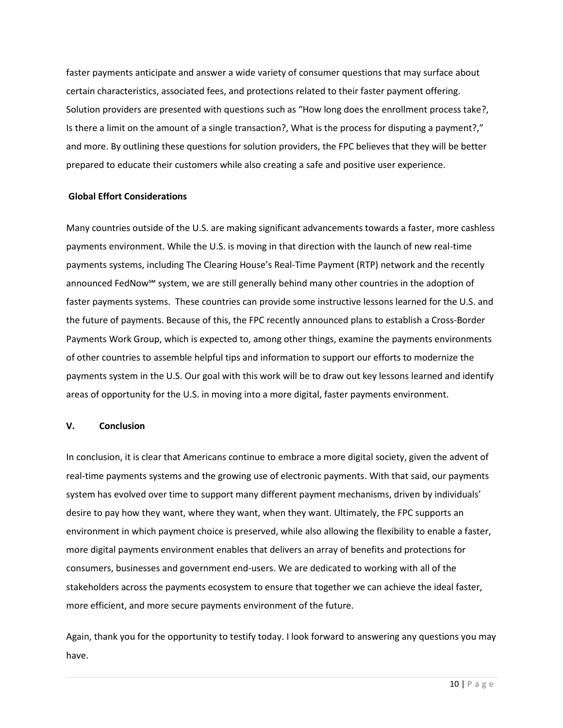faster payments anticipate and answer a wide variety of consumer questions that may surface about certain characteristics, associated fees, and protections related to their faster payment offering. Solution providers are presented with questions such as "How long does the enrollment process take?, Is there a limit on the amount of a single transaction?, What is the process for disputing a payment?," and more. By outlining these questions for solution providers, the FPC believes that they will be better prepared to educate their customers while also creating a safe and positive user experience.

**Global Effort Considerations**

Many countries outside of the U.S. are making significant advancements towards a faster, more cashless payments environment. While the U.S. is moving in that direction with the launch of new real-time payments systems, including The Clearing House's Real-Time Payment (RTP) network and the recently announced FedNow℠ system, we are still generally behind many other countries in the adoption of faster payments systems. These countries can provide some instructive lessons learned for the U.S. and the future of payments. Because of this, the FPC recently announced plans to establish a Cross-Border Payments Work Group, which is expected to, among other things, examine the payments environments of other countries to assemble helpful tips and information to support our efforts to modernize the payments system in the U.S. Our goal with this work will be to draw out key lessons learned and identify areas of opportunity for the U.S. in moving into a more digital, faster payments environment.

## V. Conclusion

In conclusion, it is clear that Americans continue to embrace a more digital society, given the advent of real-time payments systems and the growing use of electronic payments. With that said, our payments system has evolved over time to support many different payment mechanisms, driven by individuals' desire to pay how they want, where they want, when they want. Ultimately, the FPC supports an environment in which payment choice is preserved, while also allowing the flexibility to enable a faster, more digital payments environment enables that delivers an array of benefits and protections for consumers, businesses and government end-users. We are dedicated to working with all of the stakeholders across the payments ecosystem to ensure that together we can achieve the ideal faster, more efficient, and more secure payments environment of the future.

Again, thank you for the opportunity to testify today. I look forward to answering any questions you may have.